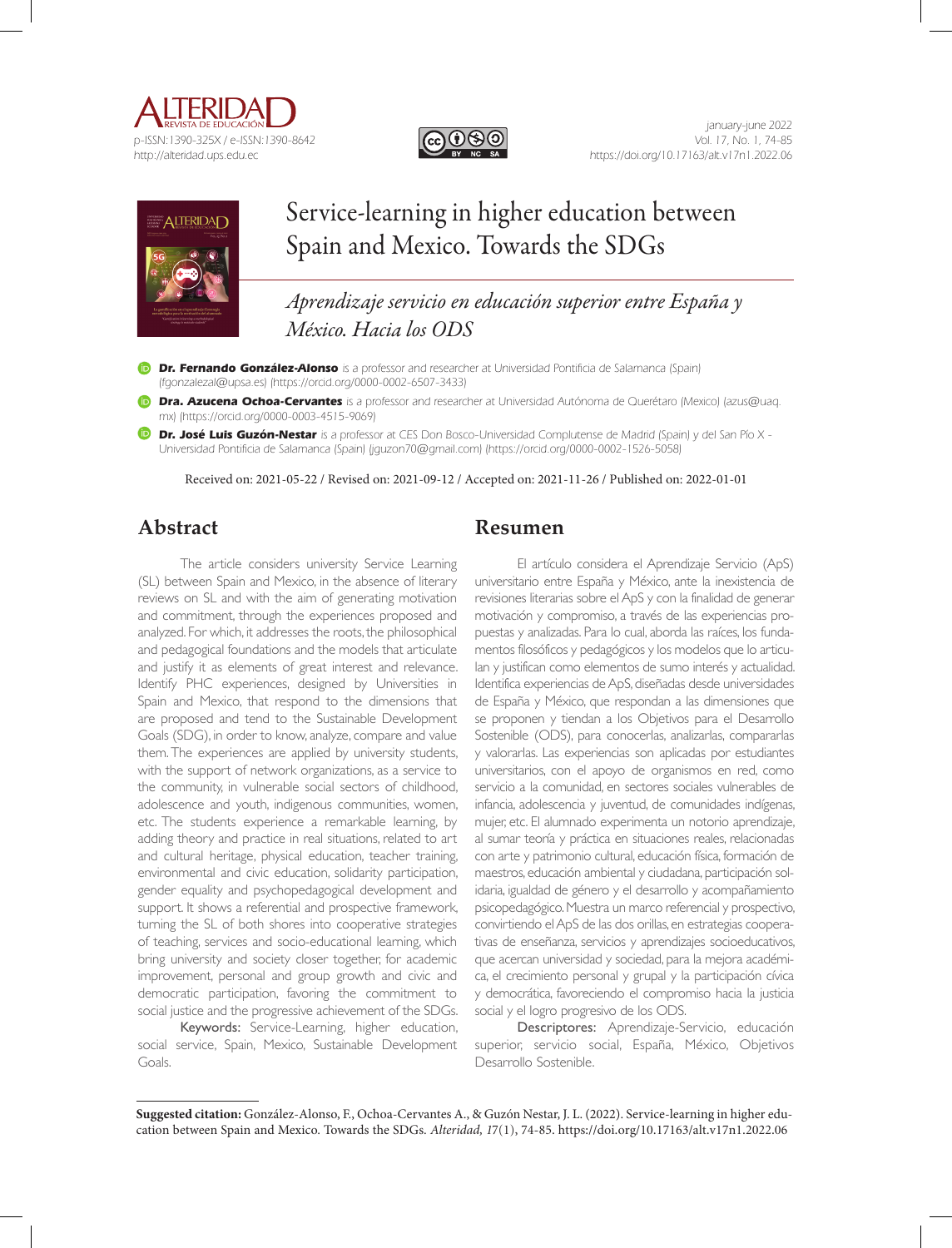# Service-learning in higher education between Spain and Mexico. Towards the SDGs

## *Aprendizaje servicio en educación superior entre España y México. Hacia los ODS*

**Dr. Fernando González-Alonso** is a professor and researcher at Universidad Pontificia de Salamanca (Spain) (fgonzalezal@upsa.es) (https://orcid.org/0000-0002-6507-3433)

**Dra. Azucena Ochoa-Cervantes** is a professor and researcher at Universidad Autónoma de Querétaro (Mexico) (azus@uaq.mx) (https://orcid.org/0000-0003-4515-9069)

**Dr. José Luis Guzón-Nestar** is a professor at CES Don Bosco-Universidad Complutense de Madrid (Spain) y del San Pío X - Universidad Pontificia de Salamanca (Spain) (jguzon70@gmail.com) (https://orcid.org/0000-0002-1526-5058)

Received on: 2021-05-22 / Revised on: 2021-09-12 / Accepted on: 2021-11-26 / Published on: 2022-01-01

## Abstract

The article considers university Service Learning (SL) between Spain and Mexico, in the absence of literary reviews on SL and with the aim of generating motivation and commitment, through the experiences proposed and analyzed. For which, it addresses the roots, the philosophical and pedagogical foundations and the models that articulate and justify it as elements of great interest and relevance. Identify PHC experiences, designed by Universities in Spain and Mexico, that respond to the dimensions that are proposed and tend to the Sustainable Development Goals (SDG), in order to know, analyze, compare and value them. The experiences are applied by university students, with the support of network organizations, as a service to the community, in vulnerable social sectors of childhood, adolescence and youth, indigenous communities, women, etc. The students experience a remarkable learning, by adding theory and practice in real situations, related to art and cultural heritage, physical education, teacher training, environmental and civic education, solidarity participation, gender equality and psychopedagogical development and support. It shows a referential and prospective framework, turning the SL of both shores into cooperative strategies of teaching, services and socio-educational learning, which bring university and society closer together, for academic improvement, personal and group growth and civic and democratic participation, favoring the commitment to social justice and the progressive achievement of the SDGs.

**Keywords:** Service-Learning, higher education, social service, Spain, Mexico, Sustainable Development Goals.

## Resumen

El artículo considera el Aprendizaje Servicio (ApS) universitario entre España y México, ante la inexistencia de revisiones literarias sobre el ApS y con la finalidad de generar motivación y compromiso, a través de las experiencias propuestas y analizadas. Para lo cual, aborda las raíces, los fundamentos filosóficos y pedagógicos y los modelos que lo articulan y justifican como elementos de sumo interés y actualidad. Identifica experiencias de ApS, diseñadas desde universidades de España y México, que respondan a las dimensiones que se proponen y tiendan a los Objetivos para el Desarrollo Sostenible (ODS), para conocerlas, analizarlas, compararlas y valorarlas. Las experiencias son aplicadas por estudiantes universitarios, con el apoyo de organismos en red, como servicio a la comunidad, en sectores sociales vulnerables de infancia, adolescencia y juventud, de comunidades indígenas, mujer, etc. El alumnado experimenta un notorio aprendizaje, al sumar teoría y práctica en situaciones reales, relacionadas con arte y patrimonio cultural, educación física, formación de maestros, educación ambiental y ciudadana, participación solidaria, igualdad de género y el desarrollo y acompañamiento psicopedagógico. Muestra un marco referencial y prospectivo, convirtiendo el ApS de las dos orillas, en estrategias cooperativas de enseñanza, servicios y aprendizajes socioeducativos, que acercan universidad y sociedad, para la mejora académica, el crecimiento personal y grupal y la participación cívica y democrática, favoreciendo el compromiso hacia la justicia social y el logro progresivo de los ODS.

**Descriptores:** Aprendizaje-Servicio, educación superior, servicio social, España, México, Objetivos Desarrollo Sostenible.

**Suggested citation:** González-Alonso, F., Ochoa-Cervantes A., & Guzón Nestar, J. L. (2022). Service-learning in higher education between Spain and Mexico. Towards the SDGs. *Alteridad, 17*(1), 74-85. https://doi.org/10.17163/alt.v17n1.2022.06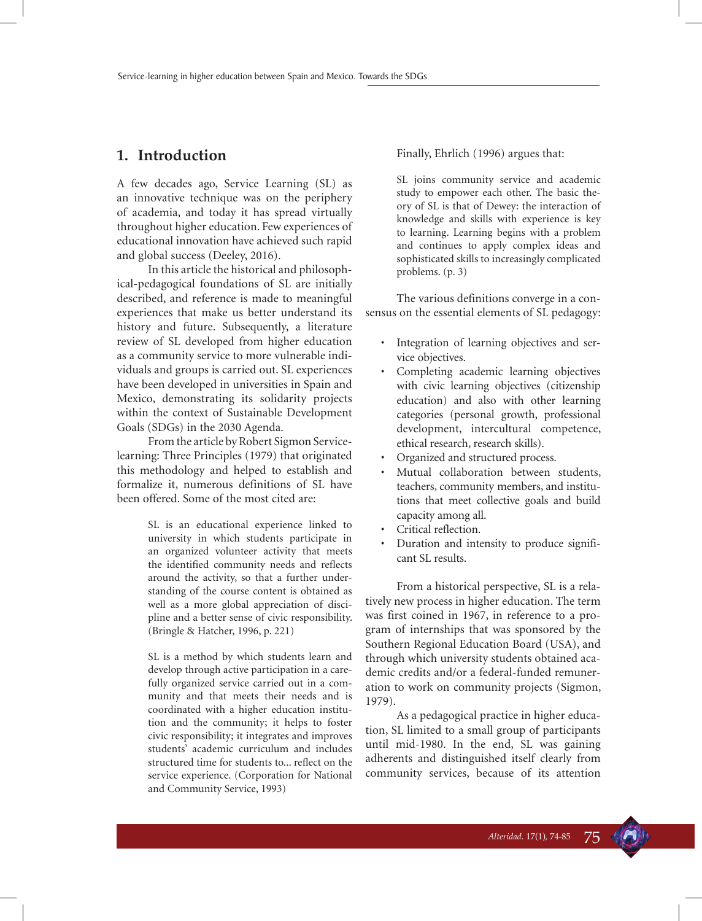## 1. Introduction

A few decades ago, Service Learning (SL) as an innovative technique was on the periphery of academia, and today it has spread virtually throughout higher education. Few experiences of educational innovation have achieved such rapid and global success (Deeley, 2016).

In this article the historical and philosophical-pedagogical foundations of SL are initially described, and reference is made to meaningful experiences that make us better understand its history and future. Subsequently, a literature review of SL developed from higher education as a community service to more vulnerable individuals and groups is carried out. SL experiences have been developed in universities in Spain and Mexico, demonstrating its solidarity projects within the context of Sustainable Development Goals (SDGs) in the 2030 Agenda.

From the article by Robert Sigmon Service-learning: Three Principles (1979) that originated this methodology and helped to establish and formalize it, numerous definitions of SL have been offered. Some of the most cited are:

> SL is an educational experience linked to university in which students participate in an organized volunteer activity that meets the identified community needs and reflects around the activity, so that a further understanding of the course content is obtained as well as a more global appreciation of discipline and a better sense of civic responsibility. (Bringle & Hatcher, 1996, p. 221)

> SL is a method by which students learn and develop through active participation in a carefully organized service carried out in a community and that meets their needs and is coordinated with a higher education institution and the community; it helps to foster civic responsibility; it integrates and improves students' academic curriculum and includes structured time for students to... reflect on the service experience. (Corporation for National and Community Service, 1993)

Finally, Ehrlich (1996) argues that:

> SL joins community service and academic study to empower each other. The basic theory of SL is that of Dewey: the interaction of knowledge and skills with experience is key to learning. Learning begins with a problem and continues to apply complex ideas and sophisticated skills to increasingly complicated problems. (p. 3)

The various definitions converge in a consensus on the essential elements of SL pedagogy:

- Integration of learning objectives and service objectives.
- Completing academic learning objectives with civic learning objectives (citizenship education) and also with other learning categories (personal growth, professional development, intercultural competence, ethical research, research skills).
- Organized and structured process.
- Mutual collaboration between students, teachers, community members, and institutions that meet collective goals and build capacity among all.
- Critical reflection.
- Duration and intensity to produce significant SL results.

From a historical perspective, SL is a relatively new process in higher education. The term was first coined in 1967, in reference to a program of internships that was sponsored by the Southern Regional Education Board (USA), and through which university students obtained academic credits and/or a federal-funded remuneration to work on community projects (Sigmon, 1979).

As a pedagogical practice in higher education, SL limited to a small group of participants until mid-1980. In the end, SL was gaining adherents and distinguished itself clearly from community services, because of its attention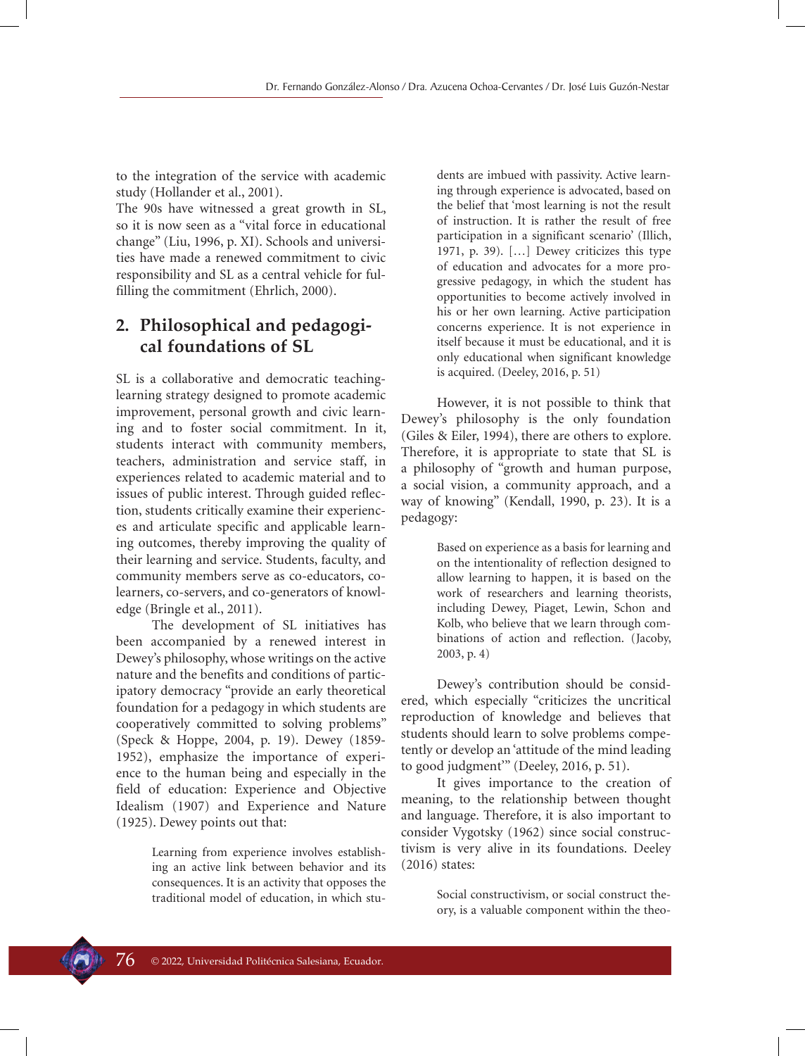to the integration of the service with academic study (Hollander et al., 2001).

The 90s have witnessed a great growth in SL, so it is now seen as a "vital force in educational change" (Liu, 1996, p. XI). Schools and universities have made a renewed commitment to civic responsibility and SL as a central vehicle for fulfilling the commitment (Ehrlich, 2000).

## 2. Philosophical and pedagogical foundations of SL

SL is a collaborative and democratic teaching-learning strategy designed to promote academic improvement, personal growth and civic learning and to foster social commitment. In it, students interact with community members, teachers, administration and service staff, in experiences related to academic material and to issues of public interest. Through guided reflection, students critically examine their experiences and articulate specific and applicable learning outcomes, thereby improving the quality of their learning and service. Students, faculty, and community members serve as co-educators, co-learners, co-servers, and co-generators of knowledge (Bringle et al., 2011).

The development of SL initiatives has been accompanied by a renewed interest in Dewey's philosophy, whose writings on the active nature and the benefits and conditions of participatory democracy "provide an early theoretical foundation for a pedagogy in which students are cooperatively committed to solving problems" (Speck & Hoppe, 2004, p. 19). Dewey (1859-1952), emphasize the importance of experience to the human being and especially in the field of education: Experience and Objective Idealism (1907) and Experience and Nature (1925). Dewey points out that:

> Learning from experience involves establishing an active link between behavior and its consequences. It is an activity that opposes the traditional model of education, in which students are imbued with passivity. Active learning through experience is advocated, based on the belief that 'most learning is not the result of instruction. It is rather the result of free participation in a significant scenario' (Illich, 1971, p. 39). […] Dewey criticizes this type of education and advocates for a more progressive pedagogy, in which the student has opportunities to become actively involved in his or her own learning. Active participation concerns experience. It is not experience in itself because it must be educational, and it is only educational when significant knowledge is acquired. (Deeley, 2016, p. 51)

However, it is not possible to think that Dewey's philosophy is the only foundation (Giles & Eiler, 1994), there are others to explore. Therefore, it is appropriate to state that SL is a philosophy of "growth and human purpose, a social vision, a community approach, and a way of knowing" (Kendall, 1990, p. 23). It is a pedagogy:

> Based on experience as a basis for learning and on the intentionality of reflection designed to allow learning to happen, it is based on the work of researchers and learning theorists, including Dewey, Piaget, Lewin, Schon and Kolb, who believe that we learn through combinations of action and reflection. (Jacoby, 2003, p. 4)

Dewey's contribution should be considered, which especially "criticizes the uncritical reproduction of knowledge and believes that students should learn to solve problems competently or develop an 'attitude of the mind leading to good judgment'" (Deeley, 2016, p. 51).

It gives importance to the creation of meaning, to the relationship between thought and language. Therefore, it is also important to consider Vygotsky (1962) since social constructivism is very alive in its foundations. Deeley (2016) states:

> Social constructivism, or social construct theory, is a valuable component within the theo-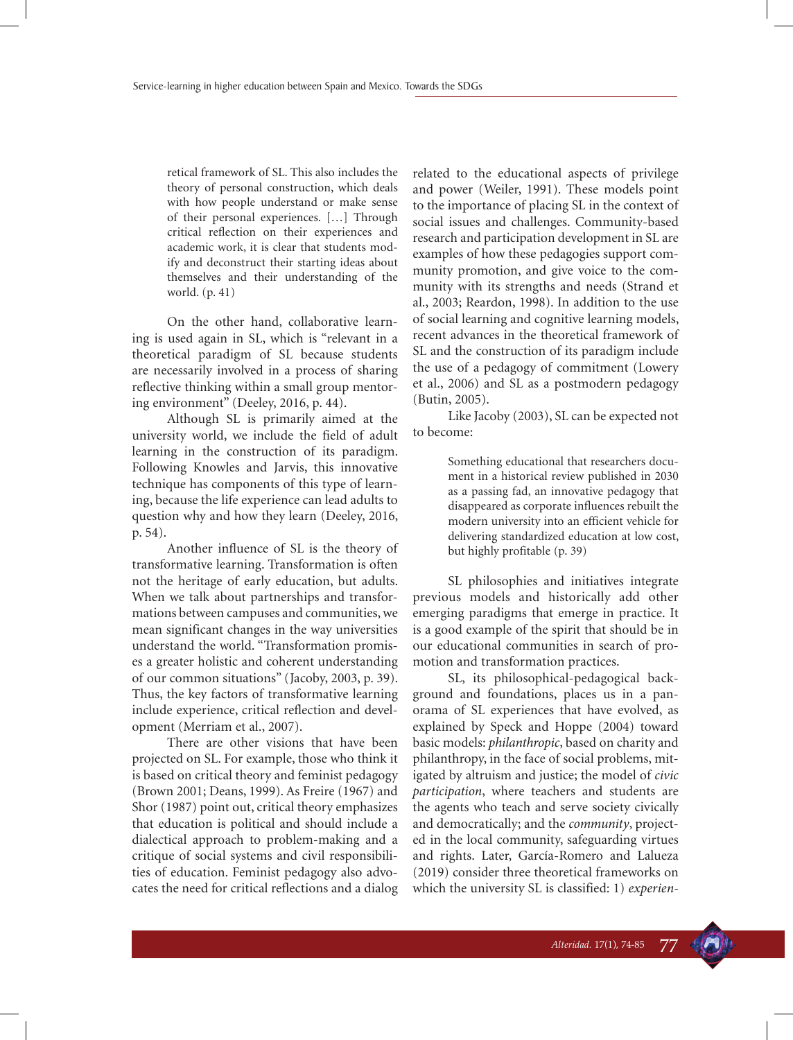retical framework of SL. This also includes the theory of personal construction, which deals with how people understand or make sense of their personal experiences. […] Through critical reflection on their experiences and academic work, it is clear that students modify and deconstruct their starting ideas about themselves and their understanding of the world. (p. 41)

On the other hand, collaborative learning is used again in SL, which is "relevant in a theoretical paradigm of SL because students are necessarily involved in a process of sharing reflective thinking within a small group mentoring environment" (Deeley, 2016, p. 44).

Although SL is primarily aimed at the university world, we include the field of adult learning in the construction of its paradigm. Following Knowles and Jarvis, this innovative technique has components of this type of learning, because the life experience can lead adults to question why and how they learn (Deeley, 2016, p. 54).

Another influence of SL is the theory of transformative learning. Transformation is often not the heritage of early education, but adults. When we talk about partnerships and transformations between campuses and communities, we mean significant changes in the way universities understand the world. "Transformation promises a greater holistic and coherent understanding of our common situations" (Jacoby, 2003, p. 39). Thus, the key factors of transformative learning include experience, critical reflection and development (Merriam et al., 2007).

There are other visions that have been projected on SL. For example, those who think it is based on critical theory and feminist pedagogy (Brown 2001; Deans, 1999). As Freire (1967) and Shor (1987) point out, critical theory emphasizes that education is political and should include a dialectical approach to problem-making and a critique of social systems and civil responsibilities of education. Feminist pedagogy also advocates the need for critical reflections and a dialog related to the educational aspects of privilege and power (Weiler, 1991). These models point to the importance of placing SL in the context of social issues and challenges. Community-based research and participation development in SL are examples of how these pedagogies support community promotion, and give voice to the community with its strengths and needs (Strand et al., 2003; Reardon, 1998). In addition to the use of social learning and cognitive learning models, recent advances in the theoretical framework of SL and the construction of its paradigm include the use of a pedagogy of commitment (Lowery et al., 2006) and SL as a postmodern pedagogy (Butin, 2005).

Like Jacoby (2003), SL can be expected not to become:

> Something educational that researchers document in a historical review published in 2030 as a passing fad, an innovative pedagogy that disappeared as corporate influences rebuilt the modern university into an efficient vehicle for delivering standardized education at low cost, but highly profitable (p. 39)

SL philosophies and initiatives integrate previous models and historically add other emerging paradigms that emerge in practice. It is a good example of the spirit that should be in our educational communities in search of promotion and transformation practices.

SL, its philosophical-pedagogical background and foundations, places us in a panorama of SL experiences that have evolved, as explained by Speck and Hoppe (2004) toward basic models: *philanthropic*, based on charity and philanthropy, in the face of social problems, mitigated by altruism and justice; the model of *civic participation*, where teachers and students are the agents who teach and serve society civically and democratically; and the *community*, projected in the local community, safeguarding virtues and rights. Later, García-Romero and Lalueza (2019) consider three theoretical frameworks on which the university SL is classified: 1) *experien-*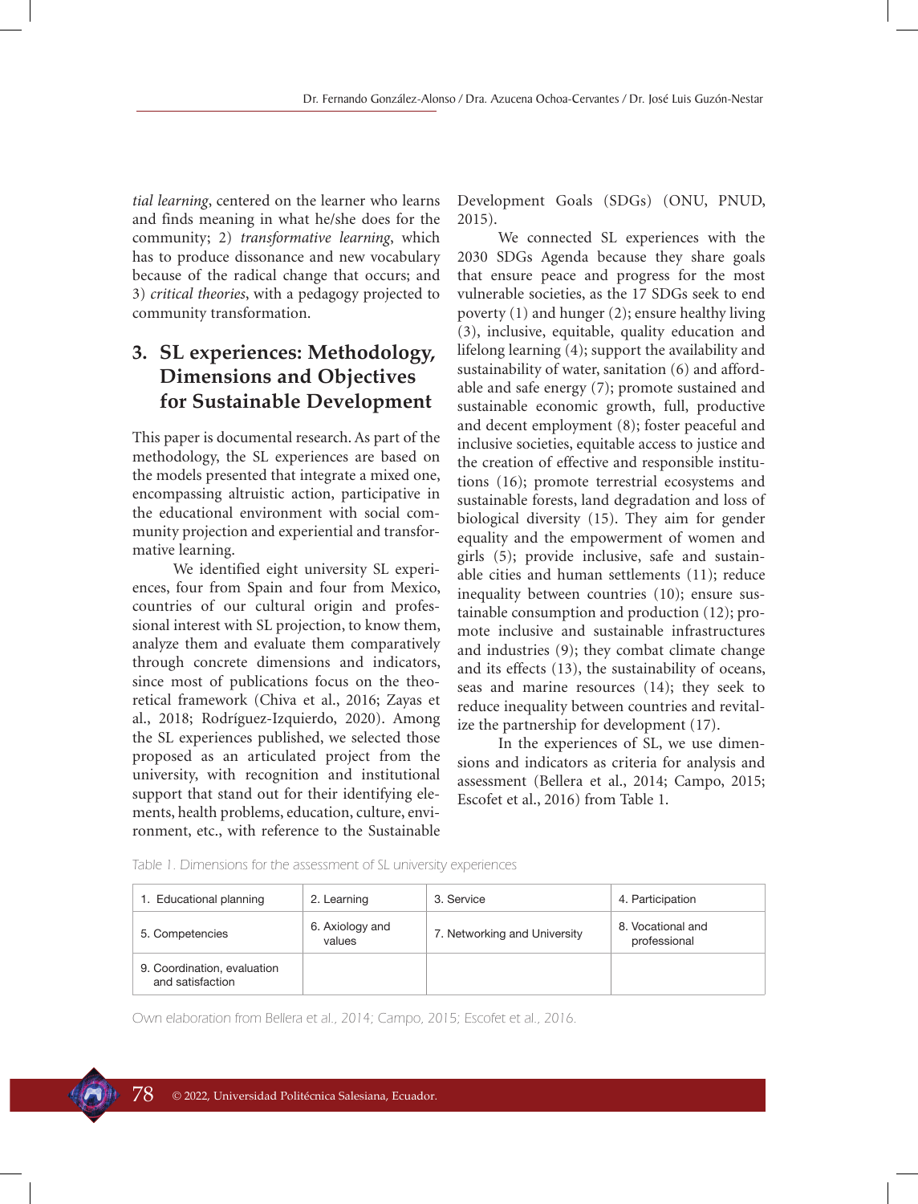*tial learning*, centered on the learner who learns and finds meaning in what he/she does for the community; 2) *transformative learning*, which has to produce dissonance and new vocabulary because of the radical change that occurs; and 3) *critical theories*, with a pedagogy projected to community transformation.

## 3. SL experiences: Methodology, Dimensions and Objectives for Sustainable Development

This paper is documental research. As part of the methodology, the SL experiences are based on the models presented that integrate a mixed one, encompassing altruistic action, participative in the educational environment with social community projection and experiential and transformative learning.

We identified eight university SL experiences, four from Spain and four from Mexico, countries of our cultural origin and professional interest with SL projection, to know them, analyze them and evaluate them comparatively through concrete dimensions and indicators, since most of publications focus on the theoretical framework (Chiva et al., 2016; Zayas et al., 2018; Rodríguez-Izquierdo, 2020). Among the SL experiences published, we selected those proposed as an articulated project from the university, with recognition and institutional support that stand out for their identifying elements, health problems, education, culture, environment, etc., with reference to the Sustainable Development Goals (SDGs) (ONU, PNUD, 2015).

We connected SL experiences with the 2030 SDGs Agenda because they share goals that ensure peace and progress for the most vulnerable societies, as the 17 SDGs seek to end poverty (1) and hunger (2); ensure healthy living (3), inclusive, equitable, quality education and lifelong learning (4); support the availability and sustainability of water, sanitation (6) and affordable and safe energy (7); promote sustained and sustainable economic growth, full, productive and decent employment (8); foster peaceful and inclusive societies, equitable access to justice and the creation of effective and responsible institutions (16); promote terrestrial ecosystems and sustainable forests, land degradation and loss of biological diversity (15). They aim for gender equality and the empowerment of women and girls (5); provide inclusive, safe and sustainable cities and human settlements (11); reduce inequality between countries (10); ensure sustainable consumption and production (12); promote inclusive and sustainable infrastructures and industries (9); they combat climate change and its effects (13), the sustainability of oceans, seas and marine resources (14); they seek to reduce inequality between countries and revitalize the partnership for development (17).

In the experiences of SL, we use dimensions and indicators as criteria for analysis and assessment (Bellera et al., 2014; Campo, 2015; Escofet et al., 2016) from Table 1.

*Table 1. Dimensions for the assessment of SL university experiences*

| 1. Educational planning | 2. Learning | 3. Service | 4. Participation |
|---|---|---|---|
| 5. Competencies | 6. Axiology and values | 7. Networking and University | 8. Vocational and professional |
| 9. Coordination, evaluation and satisfaction | | | |

Own elaboration from Bellera et al., 2014; Campo, 2015; Escofet et al., 2016.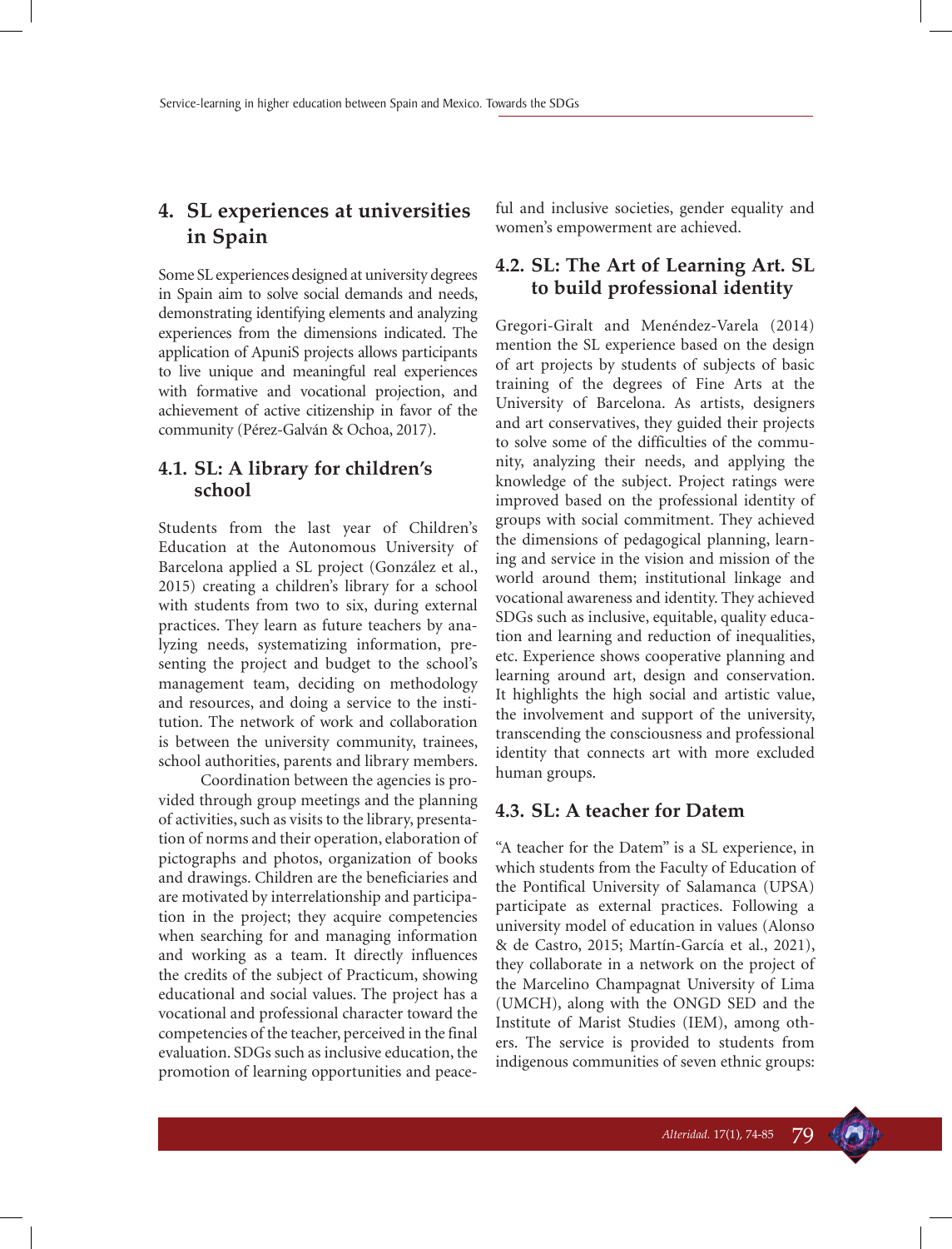## 4. SL experiences at universities in Spain

Some SL experiences designed at university degrees in Spain aim to solve social demands and needs, demonstrating identifying elements and analyzing experiences from the dimensions indicated. The application of ApuniS projects allows participants to live unique and meaningful real experiences with formative and vocational projection, and achievement of active citizenship in favor of the community (Pérez-Galván & Ochoa, 2017).

### 4.1. SL: A library for children's school

Students from the last year of Children's Education at the Autonomous University of Barcelona applied a SL project (González et al., 2015) creating a children's library for a school with students from two to six, during external practices. They learn as future teachers by analyzing needs, systematizing information, presenting the project and budget to the school's management team, deciding on methodology and resources, and doing a service to the institution. The network of work and collaboration is between the university community, trainees, school authorities, parents and library members.

Coordination between the agencies is provided through group meetings and the planning of activities, such as visits to the library, presentation of norms and their operation, elaboration of pictographs and photos, organization of books and drawings. Children are the beneficiaries and are motivated by interrelationship and participation in the project; they acquire competencies when searching for and managing information and working as a team. It directly influences the credits of the subject of Practicum, showing educational and social values. The project has a vocational and professional character toward the competencies of the teacher, perceived in the final evaluation. SDGs such as inclusive education, the promotion of learning opportunities and peaceful and inclusive societies, gender equality and women's empowerment are achieved.

### 4.2. SL: The Art of Learning Art. SL to build professional identity

Gregori-Giralt and Menéndez-Varela (2014) mention the SL experience based on the design of art projects by students of subjects of basic training of the degrees of Fine Arts at the University of Barcelona. As artists, designers and art conservatives, they guided their projects to solve some of the difficulties of the community, analyzing their needs, and applying the knowledge of the subject. Project ratings were improved based on the professional identity of groups with social commitment. They achieved the dimensions of pedagogical planning, learning and service in the vision and mission of the world around them; institutional linkage and vocational awareness and identity. They achieved SDGs such as inclusive, equitable, quality education and learning and reduction of inequalities, etc. Experience shows cooperative planning and learning around art, design and conservation. It highlights the high social and artistic value, the involvement and support of the university, transcending the consciousness and professional identity that connects art with more excluded human groups.

### 4.3. SL: A teacher for Datem

"A teacher for the Datem" is a SL experience, in which students from the Faculty of Education of the Pontifical University of Salamanca (UPSA) participate as external practices. Following a university model of education in values (Alonso & de Castro, 2015; Martín-García et al., 2021), they collaborate in a network on the project of the Marcelino Champagnat University of Lima (UMCH), along with the ONGD SED and the Institute of Marist Studies (IEM), among others. The service is provided to students from indigenous communities of seven ethnic groups: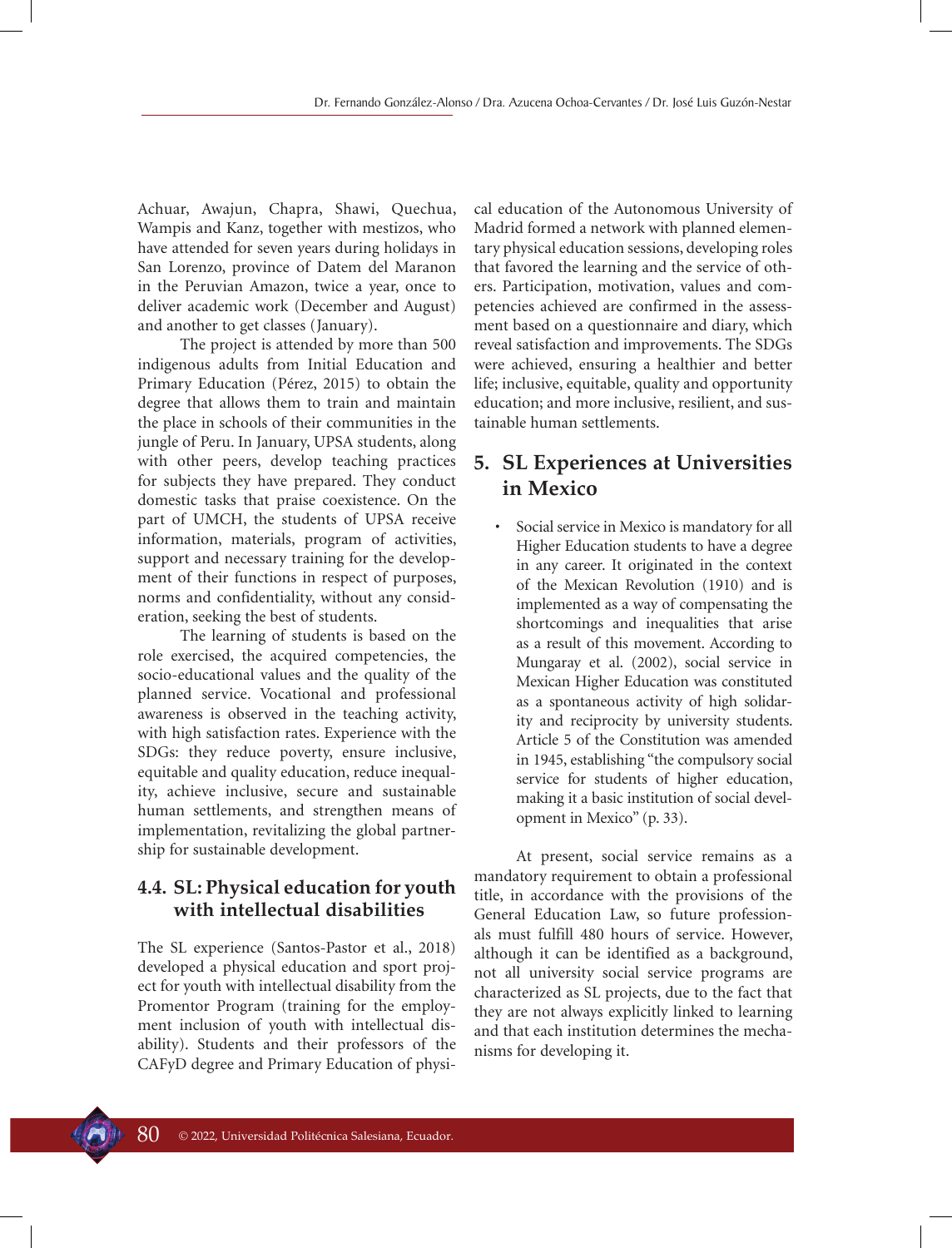Achuar, Awajun, Chapra, Shawi, Quechua, Wampis and Kanz, together with mestizos, who have attended for seven years during holidays in San Lorenzo, province of Datem del Maranon in the Peruvian Amazon, twice a year, once to deliver academic work (December and August) and another to get classes (January).

The project is attended by more than 500 indigenous adults from Initial Education and Primary Education (Pérez, 2015) to obtain the degree that allows them to train and maintain the place in schools of their communities in the jungle of Peru. In January, UPSA students, along with other peers, develop teaching practices for subjects they have prepared. They conduct domestic tasks that praise coexistence. On the part of UMCH, the students of UPSA receive information, materials, program of activities, support and necessary training for the development of their functions in respect of purposes, norms and confidentiality, without any consideration, seeking the best of students.

The learning of students is based on the role exercised, the acquired competencies, the socio-educational values and the quality of the planned service. Vocational and professional awareness is observed in the teaching activity, with high satisfaction rates. Experience with the SDGs: they reduce poverty, ensure inclusive, equitable and quality education, reduce inequality, achieve inclusive, secure and sustainable human settlements, and strengthen means of implementation, revitalizing the global partnership for sustainable development.

### 4.4. SL: Physical education for youth with intellectual disabilities

The SL experience (Santos-Pastor et al., 2018) developed a physical education and sport project for youth with intellectual disability from the Promentor Program (training for the employment inclusion of youth with intellectual disability). Students and their professors of the CAFyD degree and Primary Education of physical education of the Autonomous University of Madrid formed a network with planned elementary physical education sessions, developing roles that favored the learning and the service of others. Participation, motivation, values and competencies achieved are confirmed in the assessment based on a questionnaire and diary, which reveal satisfaction and improvements. The SDGs were achieved, ensuring a healthier and better life; inclusive, equitable, quality and opportunity education; and more inclusive, resilient, and sustainable human settlements.

## 5. SL Experiences at Universities in Mexico

- Social service in Mexico is mandatory for all Higher Education students to have a degree in any career. It originated in the context of the Mexican Revolution (1910) and is implemented as a way of compensating the shortcomings and inequalities that arise as a result of this movement. According to Mungaray et al. (2002), social service in Mexican Higher Education was constituted as a spontaneous activity of high solidarity and reciprocity by university students. Article 5 of the Constitution was amended in 1945, establishing "the compulsory social service for students of higher education, making it a basic institution of social development in Mexico" (p. 33).

At present, social service remains as a mandatory requirement to obtain a professional title, in accordance with the provisions of the General Education Law, so future professionals must fulfill 480 hours of service. However, although it can be identified as a background, not all university social service programs are characterized as SL projects, due to the fact that they are not always explicitly linked to learning and that each institution determines the mechanisms for developing it.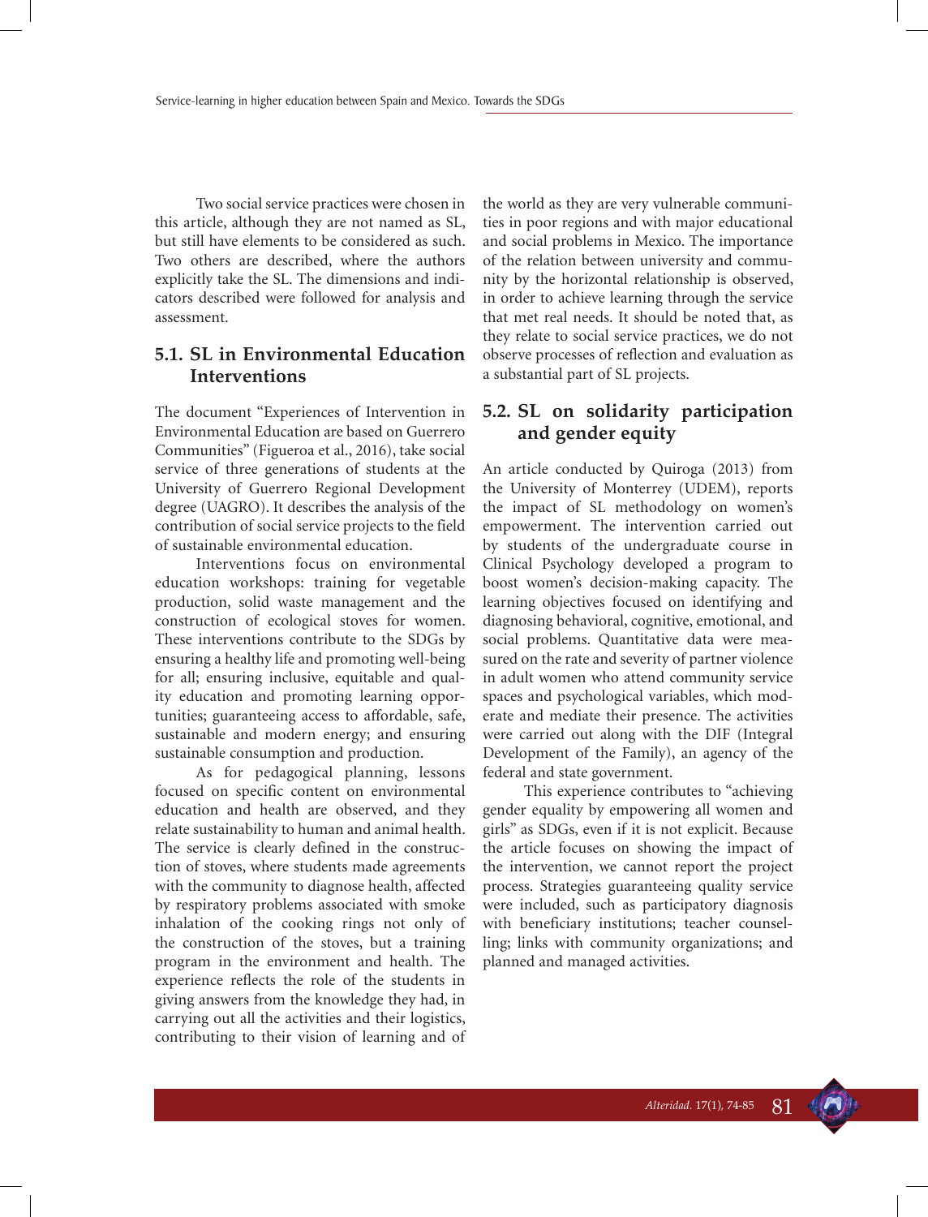Two social service practices were chosen in this article, although they are not named as SL, but still have elements to be considered as such. Two others are described, where the authors explicitly take the SL. The dimensions and indicators described were followed for analysis and assessment.

### 5.1. SL in Environmental Education Interventions

The document "Experiences of Intervention in Environmental Education are based on Guerrero Communities" (Figueroa et al., 2016), take social service of three generations of students at the University of Guerrero Regional Development degree (UAGRO). It describes the analysis of the contribution of social service projects to the field of sustainable environmental education.

Interventions focus on environmental education workshops: training for vegetable production, solid waste management and the construction of ecological stoves for women. These interventions contribute to the SDGs by ensuring a healthy life and promoting well-being for all; ensuring inclusive, equitable and quality education and promoting learning opportunities; guaranteeing access to affordable, safe, sustainable and modern energy; and ensuring sustainable consumption and production.

As for pedagogical planning, lessons focused on specific content on environmental education and health are observed, and they relate sustainability to human and animal health. The service is clearly defined in the construction of stoves, where students made agreements with the community to diagnose health, affected by respiratory problems associated with smoke inhalation of the cooking rings not only of the construction of the stoves, but a training program in the environment and health. The experience reflects the role of the students in giving answers from the knowledge they had, in carrying out all the activities and their logistics, contributing to their vision of learning and of the world as they are very vulnerable communities in poor regions and with major educational and social problems in Mexico. The importance of the relation between university and community by the horizontal relationship is observed, in order to achieve learning through the service that met real needs. It should be noted that, as they relate to social service practices, we do not observe processes of reflection and evaluation as a substantial part of SL projects.

### 5.2. SL on solidarity participation and gender equity

An article conducted by Quiroga (2013) from the University of Monterrey (UDEM), reports the impact of SL methodology on women's empowerment. The intervention carried out by students of the undergraduate course in Clinical Psychology developed a program to boost women's decision-making capacity. The learning objectives focused on identifying and diagnosing behavioral, cognitive, emotional, and social problems. Quantitative data were measured on the rate and severity of partner violence in adult women who attend community service spaces and psychological variables, which moderate and mediate their presence. The activities were carried out along with the DIF (Integral Development of the Family), an agency of the federal and state government.

This experience contributes to "achieving gender equality by empowering all women and girls" as SDGs, even if it is not explicit. Because the article focuses on showing the impact of the intervention, we cannot report the project process. Strategies guaranteeing quality service were included, such as participatory diagnosis with beneficiary institutions; teacher counselling; links with community organizations; and planned and managed activities.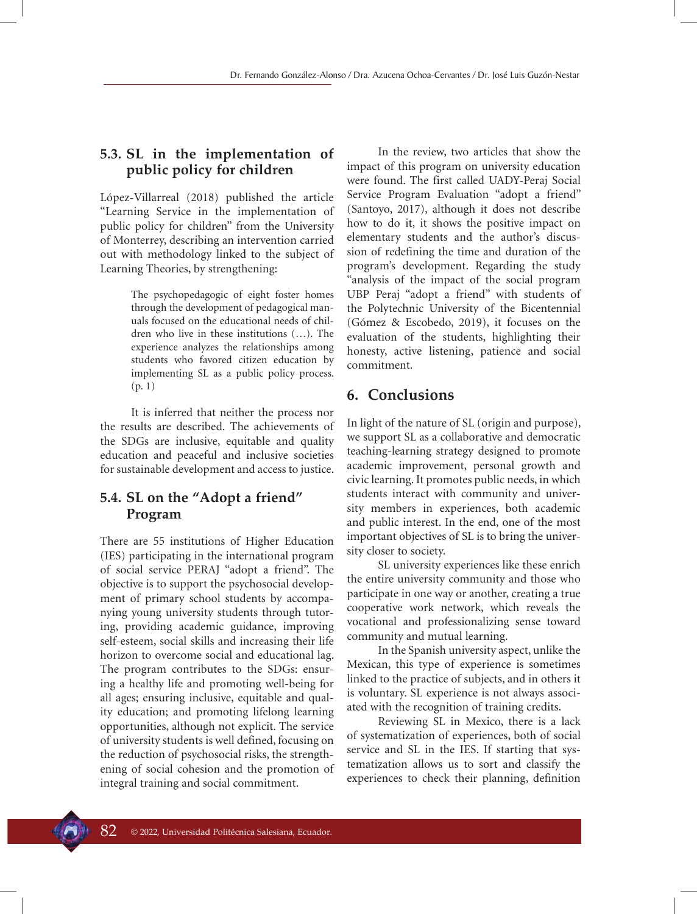### 5.3. SL in the implementation of public policy for children

López-Villarreal (2018) published the article "Learning Service in the implementation of public policy for children" from the University of Monterrey, describing an intervention carried out with methodology linked to the subject of Learning Theories, by strengthening:

> The psychopedagogic of eight foster homes through the development of pedagogical manuals focused on the educational needs of children who live in these institutions (…). The experience analyzes the relationships among students who favored citizen education by implementing SL as a public policy process. (p. 1)

It is inferred that neither the process nor the results are described. The achievements of the SDGs are inclusive, equitable and quality education and peaceful and inclusive societies for sustainable development and access to justice.

### 5.4. SL on the "Adopt a friend" Program

There are 55 institutions of Higher Education (IES) participating in the international program of social service PERAJ "adopt a friend". The objective is to support the psychosocial development of primary school students by accompanying young university students through tutoring, providing academic guidance, improving self-esteem, social skills and increasing their life horizon to overcome social and educational lag. The program contributes to the SDGs: ensuring a healthy life and promoting well-being for all ages; ensuring inclusive, equitable and quality education; and promoting lifelong learning opportunities, although not explicit. The service of university students is well defined, focusing on the reduction of psychosocial risks, the strengthening of social cohesion and the promotion of integral training and social commitment.

In the review, two articles that show the impact of this program on university education were found. The first called UADY-Peraj Social Service Program Evaluation "adopt a friend" (Santoyo, 2017), although it does not describe how to do it, it shows the positive impact on elementary students and the author's discussion of redefining the time and duration of the program's development. Regarding the study "analysis of the impact of the social program UBP Peraj "adopt a friend" with students of the Polytechnic University of the Bicentennial (Gómez & Escobedo, 2019), it focuses on the evaluation of the students, highlighting their honesty, active listening, patience and social commitment.

## 6. Conclusions

In light of the nature of SL (origin and purpose), we support SL as a collaborative and democratic teaching-learning strategy designed to promote academic improvement, personal growth and civic learning. It promotes public needs, in which students interact with community and university members in experiences, both academic and public interest. In the end, one of the most important objectives of SL is to bring the university closer to society.

SL university experiences like these enrich the entire university community and those who participate in one way or another, creating a true cooperative work network, which reveals the vocational and professionalizing sense toward community and mutual learning.

In the Spanish university aspect, unlike the Mexican, this type of experience is sometimes linked to the practice of subjects, and in others it is voluntary. SL experience is not always associated with the recognition of training credits.

Reviewing SL in Mexico, there is a lack of systematization of experiences, both of social service and SL in the IES. If starting that systematization allows us to sort and classify the experiences to check their planning, definition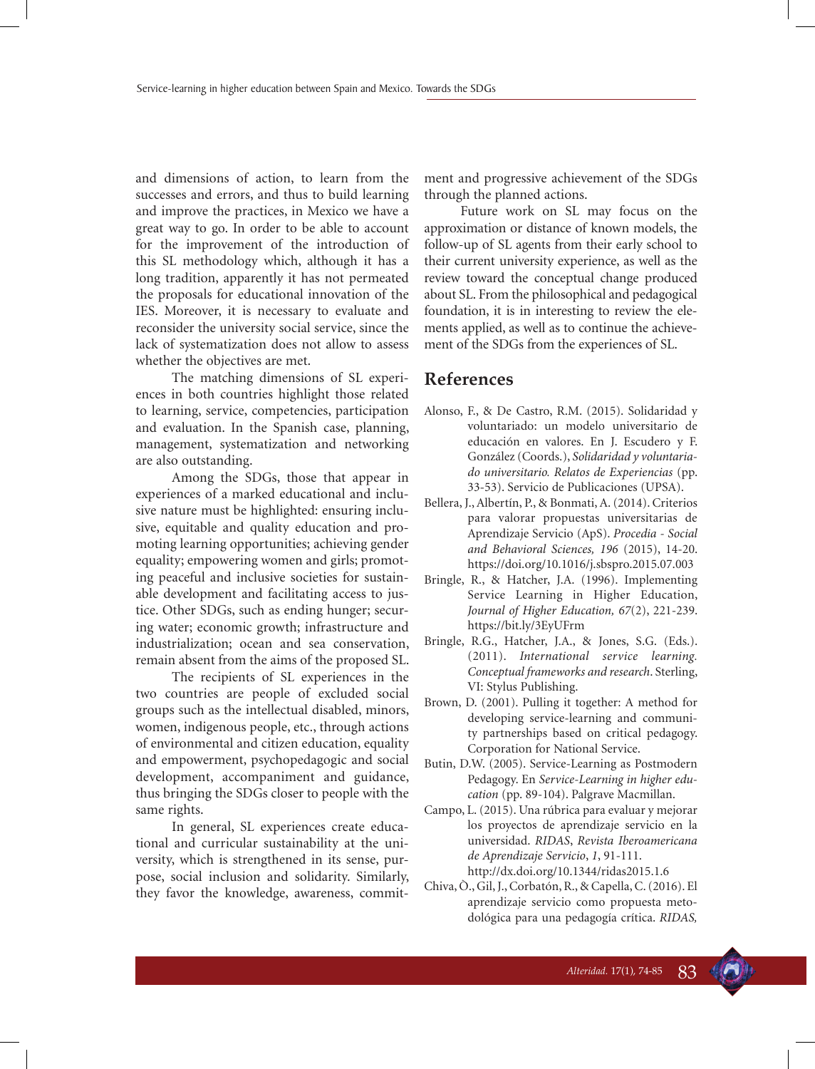and dimensions of action, to learn from the successes and errors, and thus to build learning and improve the practices, in Mexico we have a great way to go. In order to be able to account for the improvement of the introduction of this SL methodology which, although it has a long tradition, apparently it has not permeated the proposals for educational innovation of the IES. Moreover, it is necessary to evaluate and reconsider the university social service, since the lack of systematization does not allow to assess whether the objectives are met.

The matching dimensions of SL experiences in both countries highlight those related to learning, service, competencies, participation and evaluation. In the Spanish case, planning, management, systematization and networking are also outstanding.

Among the SDGs, those that appear in experiences of a marked educational and inclusive nature must be highlighted: ensuring inclusive, equitable and quality education and promoting learning opportunities; achieving gender equality; empowering women and girls; promoting peaceful and inclusive societies for sustainable development and facilitating access to justice. Other SDGs, such as ending hunger; securing water; economic growth; infrastructure and industrialization; ocean and sea conservation, remain absent from the aims of the proposed SL.

The recipients of SL experiences in the two countries are people of excluded social groups such as the intellectual disabled, minors, women, indigenous people, etc., through actions of environmental and citizen education, equality and empowerment, psychopedagogic and social development, accompaniment and guidance, thus bringing the SDGs closer to people with the same rights.

In general, SL experiences create educational and curricular sustainability at the university, which is strengthened in its sense, purpose, social inclusion and solidarity. Similarly, they favor the knowledge, awareness, commitment and progressive achievement of the SDGs through the planned actions.

Future work on SL may focus on the approximation or distance of known models, the follow-up of SL agents from their early school to their current university experience, as well as the review toward the conceptual change produced about SL. From the philosophical and pedagogical foundation, it is in interesting to review the elements applied, as well as to continue the achievement of the SDGs from the experiences of SL.

## References

Alonso, F., & De Castro, R.M. (2015). Solidaridad y voluntariado: un modelo universitario de educación en valores. En J. Escudero y F. González (Coords.), *Solidaridad y voluntariado universitario. Relatos de Experiencias* (pp. 33-53). Servicio de Publicaciones (UPSA).

Bellera, J., Albertín, P., & Bonmati, A. (2014). Criterios para valorar propuestas universitarias de Aprendizaje Servicio (ApS). *Procedia - Social and Behavioral Sciences, 196* (2015), 14-20. https://doi.org/10.1016/j.sbspro.2015.07.003

Bringle, R., & Hatcher, J.A. (1996). Implementing Service Learning in Higher Education, *Journal of Higher Education, 67*(2), 221-239. https://bit.ly/3EyUFrm

Bringle, R.G., Hatcher, J.A., & Jones, S.G. (Eds.). (2011). *International service learning. Conceptual frameworks and research*. Sterling, VI: Stylus Publishing.

Brown, D. (2001). Pulling it together: A method for developing service-learning and community partnerships based on critical pedagogy. Corporation for National Service.

Butin, D.W. (2005). Service-Learning as Postmodern Pedagogy. En *Service-Learning in higher education* (pp. 89-104). Palgrave Macmillan.

Campo, L. (2015). Una rúbrica para evaluar y mejorar los proyectos de aprendizaje servicio en la universidad. *RIDAS*, *Revista Iberoamericana de Aprendizaje Servicio*, *1*, 91-111. http://dx.doi.org/10.1344/ridas2015.1.6

Chiva, Ò., Gil, J., Corbatón, R., & Capella, C. (2016). El aprendizaje servicio como propuesta metodológica para una pedagogía crítica. *RIDAS,*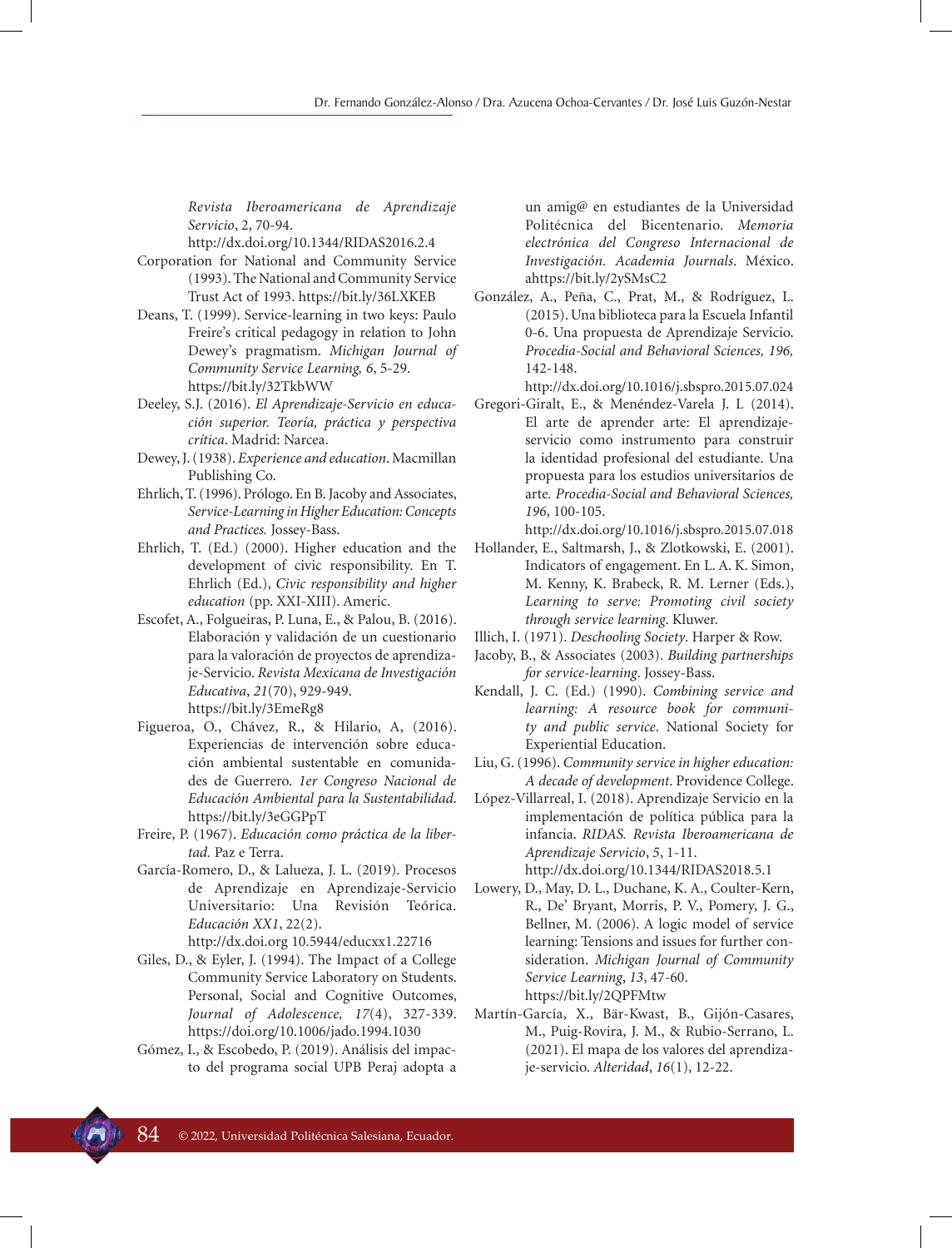*Revista Iberoamericana de Aprendizaje Servicio*, 2, 70-94. http://dx.doi.org/10.1344/RIDAS2016.2.4

Corporation for National and Community Service (1993). The National and Community Service Trust Act of 1993. https://bit.ly/36LXKEB

Deans, T. (1999). Service-learning in two keys: Paulo Freire's critical pedagogy in relation to John Dewey's pragmatism. *Michigan Journal of Community Service Learning, 6*, 5-29. https://bit.ly/32TkbWW

Deeley, S.J. (2016). *El Aprendizaje-Servicio en educación superior. Teoría, práctica y perspectiva crítica*. Madrid: Narcea.

Dewey, J. (1938). *Experience and education*. Macmillan Publishing Co.

Ehrlich, T. (1996). Prólogo. En B. Jacoby and Associates, *Service-Learning in Higher Education: Concepts and Practices.* Jossey-Bass.

Ehrlich, T. (Ed.) (2000). Higher education and the development of civic responsibility. En T. Ehrlich (Ed.), *Civic responsibility and higher education* (pp. XXI-XIII). Americ.

Escofet, A., Folgueiras, P. Luna, E., & Palou, B. (2016). Elaboración y validación de un cuestionario para la valoración de proyectos de aprendizaje-Servicio. *Revista Mexicana de Investigación Educativa*, *21*(70), 929-949. https://bit.ly/3EmeRg8

Figueroa, O., Chávez, R., & Hilario, A, (2016). Experiencias de intervención sobre educación ambiental sustentable en comunidades de Guerrero. *1er Congreso Nacional de Educación Ambiental para la Sustentabilidad*. https://bit.ly/3eGGPpT

Freire, P. (1967). *Educación como práctica de la libertad.* Paz e Terra.

García-Romero, D., & Lalueza, J. L. (2019). Procesos de Aprendizaje en Aprendizaje-Servicio Universitario: Una Revisión Teórica. *Educación XX1*, 22(2). http://dx.doi.org 10.5944/educxx1.22716

Giles, D., & Eyler, J. (1994). The Impact of a College Community Service Laboratory on Students. Personal, Social and Cognitive Outcomes, *Journal of Adolescence, 17*(4), 327-339. https://doi.org/10.1006/jado.1994.1030

Gómez, I., & Escobedo, P. (2019). Análisis del impacto del programa social UPB Peraj adopta a un amig@ en estudiantes de la Universidad Politécnica del Bicentenario. *Memoria electrónica del Congreso Internacional de Investigación. Academia Journals*. México. ahttps://bit.ly/2ySMsC2

González, A., Peña, C., Prat, M., & Rodríguez, L. (2015). Una biblioteca para la Escuela Infantil 0-6. Una propuesta de Aprendizaje Servicio. *Procedia-Social and Behavioral Sciences, 196,* 142-148. http://dx.doi.org/10.1016/j.sbspro.2015.07.024

Gregori-Giralt, E., & Menéndez-Varela J. L (2014). El arte de aprender arte: El aprendizaje-servicio como instrumento para construir la identidad profesional del estudiante. Una propuesta para los estudios universitarios de arte*. Procedia-Social and Behavioral Sciences, 196*, 100-105. http://dx.doi.org/10.1016/j.sbspro.2015.07.018

Hollander, E., Saltmarsh, J., & Zlotkowski, E. (2001). Indicators of engagement. En L. A. K. Simon, M. Kenny, K. Brabeck, R. M. Lerner (Eds.), *Learning to serve: Promoting civil society through service learning*. Kluwer.

Illich, I. (1971). *Deschooling Society*. Harper & Row.

Jacoby, B., & Associates (2003). *Building partnerships for service-learning*. Jossey-Bass.

Kendall, J. C. (Ed.) (1990). *Combining service and learning: A resource book for community and public service*. National Society for Experiential Education.

Liu, G. (1996). *Community service in higher education: A decade of development*. Providence College.

López-Villarreal, I. (2018). Aprendizaje Servicio en la implementación de política pública para la infancia. *RIDAS. Revista Iberoamericana de Aprendizaje Servicio*, *5*, 1-11. http://dx.doi.org/10.1344/RIDAS2018.5.1

Lowery, D., May, D. L., Duchane, K. A., Coulter-Kern, R., De' Bryant, Morris, P. V., Pomery, J. G., Bellner, M. (2006). A logic model of service learning: Tensions and issues for further consideration. *Michigan Journal of Community Service Learning*, *13*, 47-60. https://bit.ly/2QPFMtw

Martín-García, X., Bär-Kwast, B., Gijón-Casares, M., Puig-Rovira, J. M., & Rubio-Serrano, L. (2021). El mapa de los valores del aprendizaje-servicio. *Alteridad*, *16*(1), 12-22.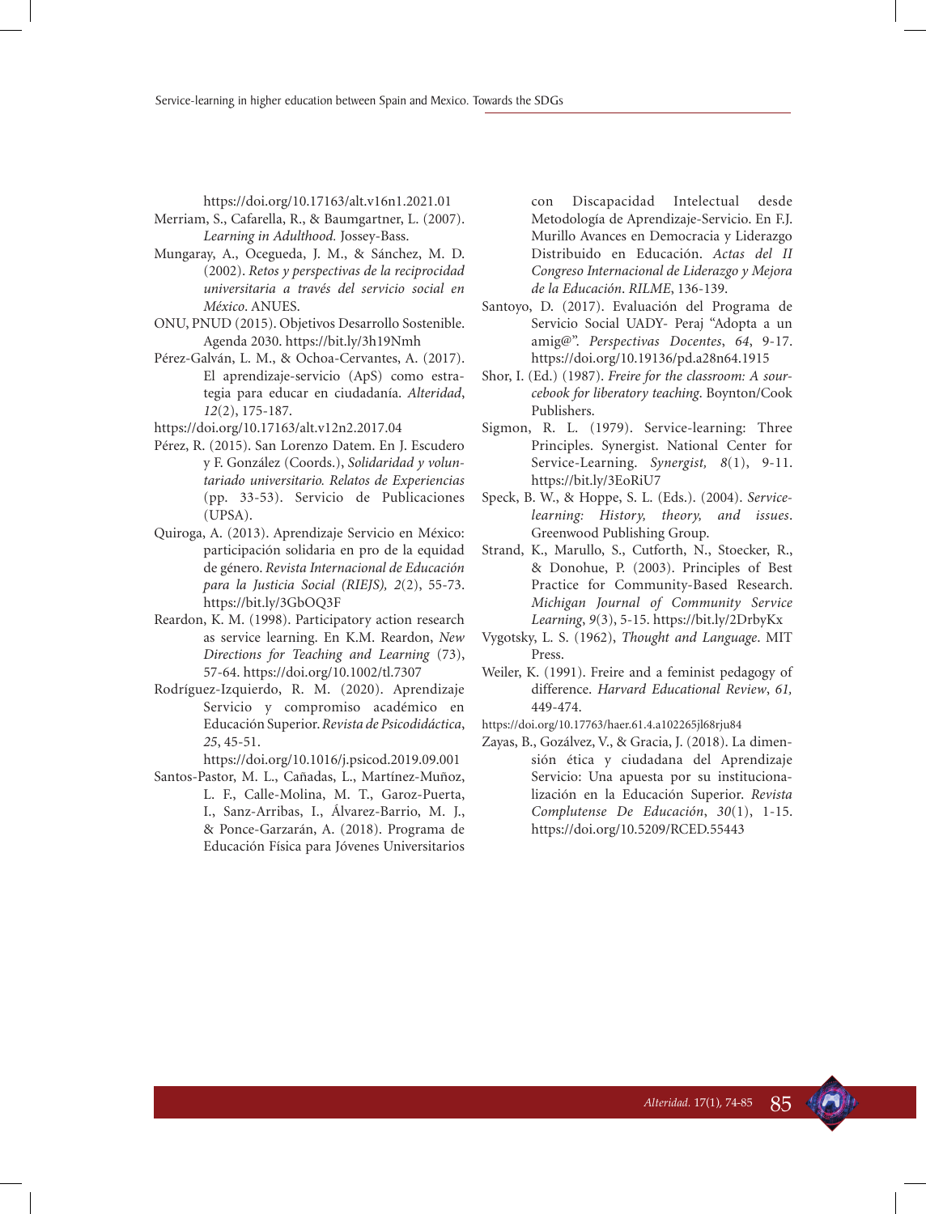https://doi.org/10.17163/alt.v16n1.2021.01

Merriam, S., Cafarella, R., & Baumgartner, L. (2007). *Learning in Adulthood.* Jossey-Bass.

Mungaray, A., Ocegueda, J. M., & Sánchez, M. D. (2002). *Retos y perspectivas de la reciprocidad universitaria a través del servicio social en México*. ANUES.

ONU, PNUD (2015). Objetivos Desarrollo Sostenible. Agenda 2030. https://bit.ly/3h19Nmh

Pérez-Galván, L. M., & Ochoa-Cervantes, A. (2017). El aprendizaje-servicio (ApS) como estrategia para educar en ciudadanía. *Alteridad*, *12*(2), 175-187.

https://doi.org/10.17163/alt.v12n2.2017.04

Pérez, R. (2015). San Lorenzo Datem. En J. Escudero y F. González (Coords.), *Solidaridad y voluntariado universitario. Relatos de Experiencias* (pp. 33-53). Servicio de Publicaciones (UPSA).

Quiroga, A. (2013). Aprendizaje Servicio en México: participación solidaria en pro de la equidad de género. *Revista Internacional de Educación para la Justicia Social (RIEJS), 2*(2), 55-73. https://bit.ly/3GbOQ3F

Reardon, K. M. (1998). Participatory action research as service learning. En K.M. Reardon, *New Directions for Teaching and Learning* (73), 57-64. https://doi.org/10.1002/tl.7307

Rodríguez-Izquierdo, R. M. (2020). Aprendizaje Servicio y compromiso académico en Educación Superior. *Revista de Psicodidáctica*, *25*, 45-51. https://doi.org/10.1016/j.psicod.2019.09.001

Santos-Pastor, M. L., Cañadas, L., Martínez-Muñoz, L. F., Calle-Molina, M. T., Garoz-Puerta, I., Sanz-Arribas, I., Álvarez-Barrio, M. J., & Ponce-Garzarán, A. (2018). Programa de Educación Física para Jóvenes Universitarios con Discapacidad Intelectual desde Metodología de Aprendizaje-Servicio. En F.J. Murillo Avances en Democracia y Liderazgo Distribuido en Educación. *Actas del II Congreso Internacional de Liderazgo y Mejora de la Educación*. *RILME*, 136-139.

Santoyo, D. (2017). Evaluación del Programa de Servicio Social UADY- Peraj "Adopta a un amig@". *Perspectivas Docentes*, *64*, 9-17. https://doi.org/10.19136/pd.a28n64.1915

Shor, I. (Ed.) (1987). *Freire for the classroom: A sourcebook for liberatory teaching*. Boynton/Cook Publishers.

Sigmon, R. L. (1979). Service-learning: Three Principles. Synergist. National Center for Service-Learning. *Synergist, 8*(1), 9-11. https://bit.ly/3EoRiU7

Speck, B. W., & Hoppe, S. L. (Eds.). (2004). *Service-learning: History, theory, and issues*. Greenwood Publishing Group.

Strand, K., Marullo, S., Cutforth, N., Stoecker, R., & Donohue, P. (2003). Principles of Best Practice for Community-Based Research. *Michigan Journal of Community Service Learning*, *9*(3), 5-15. https://bit.ly/2DrbyKx

Vygotsky, L. S. (1962), *Thought and Language*. MIT Press.

Weiler, K. (1991). Freire and a feminist pedagogy of difference. *Harvard Educational Review*, *61,* 449-474.

https://doi.org/10.17763/haer.61.4.a102265jl68rju84

Zayas, B., Gozálvez, V., & Gracia, J. (2018). La dimensión ética y ciudadana del Aprendizaje Servicio: Una apuesta por su institucionalización en la Educación Superior. *Revista Complutense De Educación*, *30*(1), 1-15. https://doi.org/10.5209/RCED.55443